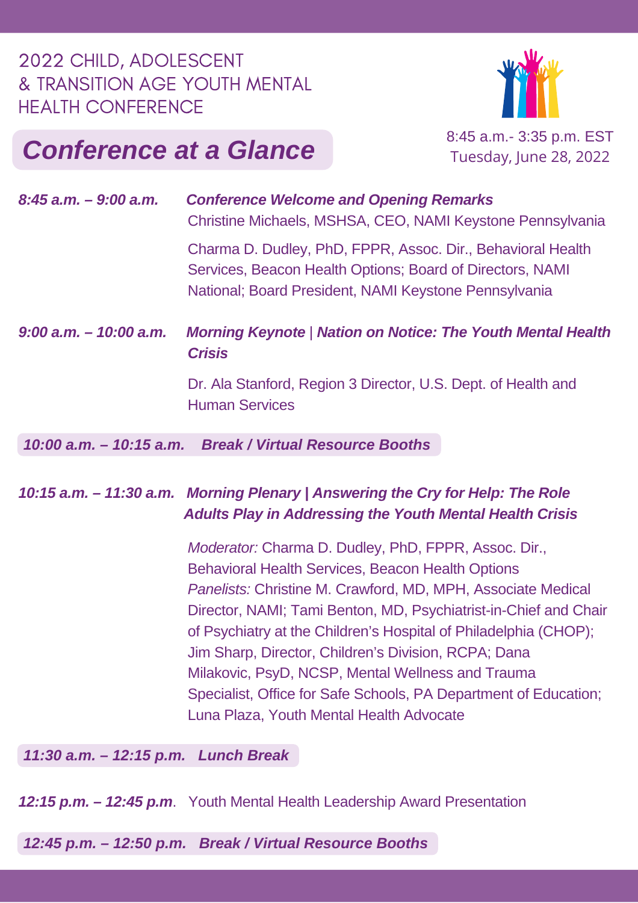# 2022 CHILD, ADOLESCENT & TRANSITION AGE YOUTH MENTAL HEALTH CONFERENCE

## *Conference at a Glance*

8:45 a.m.- 3:35 p.m. EST
Tuesday, June 28, 2022

***8:45 a.m. – 9:00 a.m.*** ***Conference Welcome and Opening Remarks***

Christine Michaels, MSHSA, CEO, NAMI Keystone Pennsylvania

Charma D. Dudley, PhD, FPPR, Assoc. Dir., Behavioral Health Services, Beacon Health Options; Board of Directors, NAMI National; Board President, NAMI Keystone Pennsylvania

***9:00 a.m. – 10:00 a.m.*** ***Morning Keynote | Nation on Notice: The Youth Mental Health Crisis***

Dr. Ala Stanford, Region 3 Director, U.S. Dept. of Health and Human Services

***10:00 a.m. – 10:15 a.m. Break / Virtual Resource Booths***

***10:15 a.m. – 11:30 a.m.*** ***Morning Plenary | Answering the Cry for Help: The Role Adults Play in Addressing the Youth Mental Health Crisis***

*Moderator:* Charma D. Dudley, PhD, FPPR, Assoc. Dir., Behavioral Health Services, Beacon Health Options
*Panelists:* Christine M. Crawford, MD, MPH, Associate Medical Director, NAMI; Tami Benton, MD, Psychiatrist-in-Chief and Chair of Psychiatry at the Children's Hospital of Philadelphia (CHOP); Jim Sharp, Director, Children's Division, RCPA; Dana Milakovic, PsyD, NCSP, Mental Wellness and Trauma Specialist, Office for Safe Schools, PA Department of Education; Luna Plaza, Youth Mental Health Advocate

***11:30 a.m. – 12:15 p.m. Lunch Break***

***12:15 p.m. – 12:45 p.m***. Youth Mental Health Leadership Award Presentation

***12:45 p.m. – 12:50 p.m. Break / Virtual Resource Booths***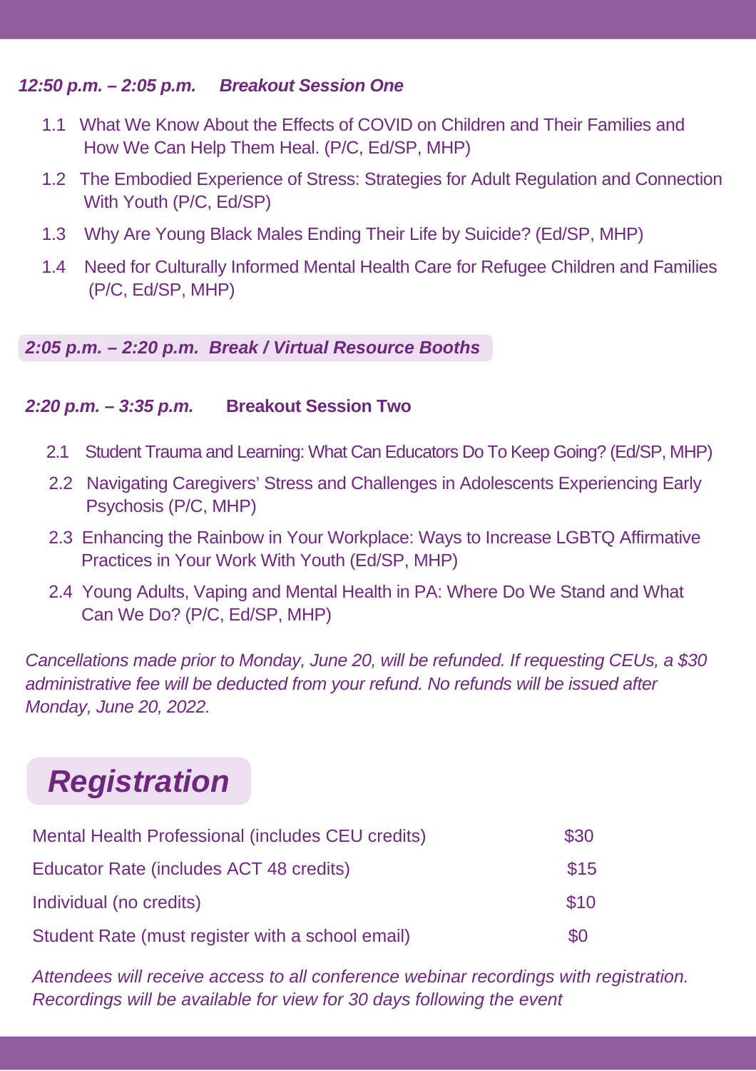***12:50 p.m. – 2:05 p.m.*** ***Breakout Session One***

1.1 What We Know About the Effects of COVID on Children and Their Families and How We Can Help Them Heal. (P/C, Ed/SP, MHP)

1.2 The Embodied Experience of Stress: Strategies for Adult Regulation and Connection With Youth (P/C, Ed/SP)

1.3 Why Are Young Black Males Ending Their Life by Suicide? (Ed/SP, MHP)

1.4 Need for Culturally Informed Mental Health Care for Refugee Children and Families (P/C, Ed/SP, MHP)

***2:05 p.m. – 2:20 p.m. Break / Virtual Resource Booths***

***2:20 p.m. – 3:35 p.m.*** **Breakout Session Two**

2.1 Student Trauma and Learning: What Can Educators Do To Keep Going? (Ed/SP, MHP)

2.2 Navigating Caregivers' Stress and Challenges in Adolescents Experiencing Early Psychosis (P/C, MHP)

2.3 Enhancing the Rainbow in Your Workplace: Ways to Increase LGBTQ Affirmative Practices in Your Work With Youth (Ed/SP, MHP)

2.4 Young Adults, Vaping and Mental Health in PA: Where Do We Stand and What Can We Do? (P/C, Ed/SP, MHP)

*Cancellations made prior to Monday, June 20, will be refunded. If requesting CEUs, a $30 administrative fee will be deducted from your refund. No refunds will be issued after Monday, June 20, 2022.*

# *Registration*

| | |
|---|---|
| Mental Health Professional (includes CEU credits) | $30 |
| Educator Rate (includes ACT 48 credits) | $15 |
| Individual (no credits) | $10 |
| Student Rate (must register with a school email) | $0 |

*Attendees will receive access to all conference webinar recordings with registration. Recordings will be available for view for 30 days following the event*